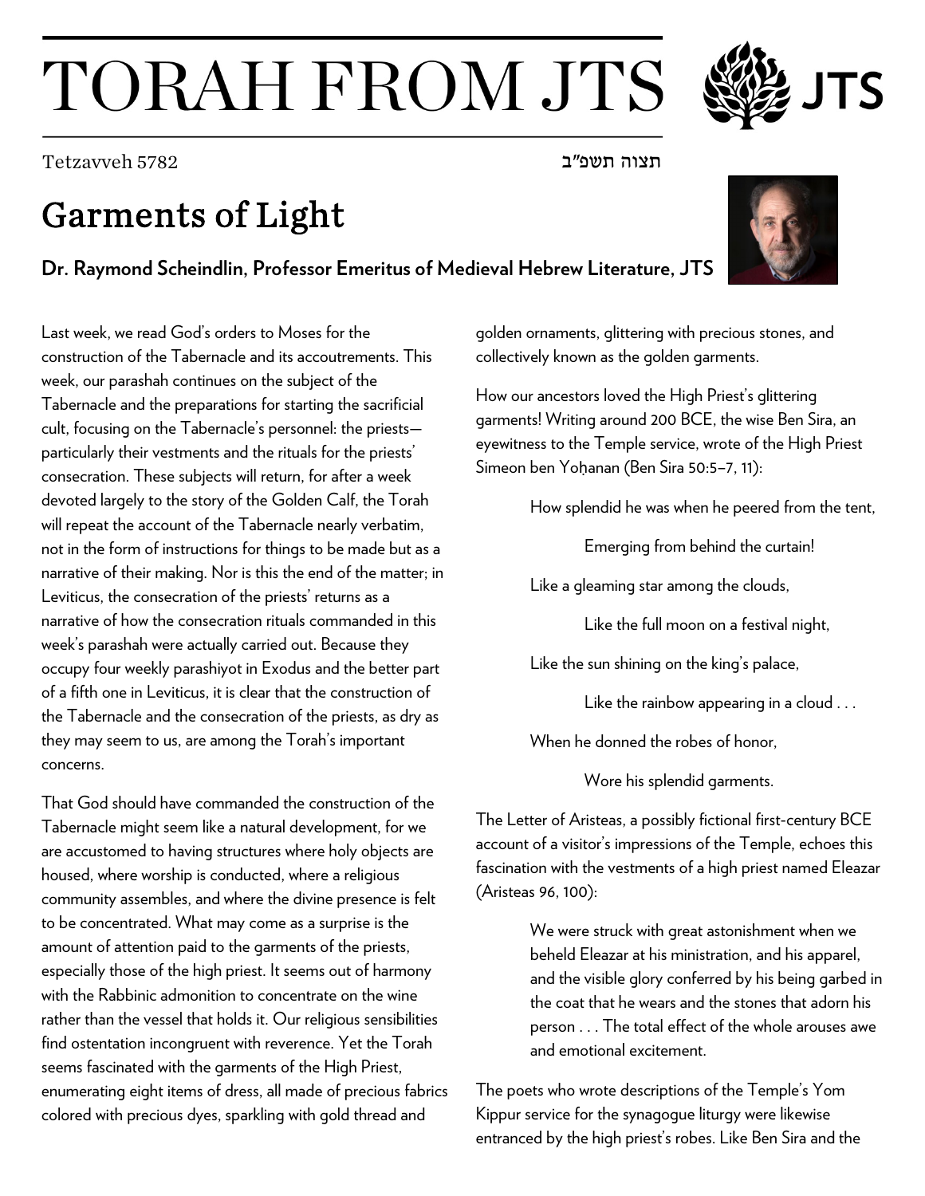// TORAH FROM JTS

Tetzavveh 5782 תצוה תשפ"ב

# Garments of Light

**Dr. Raymond Scheindlin, Professor Emeritus of Medieval Hebrew Literature, JTS**

Last week, we read God's orders to Moses for the construction of the Tabernacle and its accoutrements. This week, our parashah continues on the subject of the Tabernacle and the preparations for starting the sacrificial cult, focusing on the Tabernacle's personnel: the priests—particularly their vestments and the rituals for the priests' consecration. These subjects will return, for after a week devoted largely to the story of the Golden Calf, the Torah will repeat the account of the Tabernacle nearly verbatim, not in the form of instructions for things to be made but as a narrative of their making. Nor is this the end of the matter; in Leviticus, the consecration of the priests' returns as a narrative of how the consecration rituals commanded in this week's parashah were actually carried out. Because they occupy four weekly parashiyot in Exodus and the better part of a fifth one in Leviticus, it is clear that the construction of the Tabernacle and the consecration of the priests, as dry as they may seem to us, are among the Torah's important concerns.

That God should have commanded the construction of the Tabernacle might seem like a natural development, for we are accustomed to having structures where holy objects are housed, where worship is conducted, where a religious community assembles, and where the divine presence is felt to be concentrated. What may come as a surprise is the amount of attention paid to the garments of the priests, especially those of the high priest. It seems out of harmony with the Rabbinic admonition to concentrate on the wine rather than the vessel that holds it. Our religious sensibilities find ostentation incongruent with reverence. Yet the Torah seems fascinated with the garments of the High Priest, enumerating eight items of dress, all made of precious fabrics colored with precious dyes, sparkling with gold thread and golden ornaments, glittering with precious stones, and collectively known as the golden garments.

How our ancestors loved the High Priest's glittering garments! Writing around 200 BCE, the wise Ben Sira, an eyewitness to the Temple service, wrote of the High Priest Simeon ben Yoḥanan (Ben Sira 50:5–7, 11):

> How splendid he was when he peered from the tent,
>
> Emerging from behind the curtain!
>
> Like a gleaming star among the clouds,
>
> Like the full moon on a festival night,
>
> Like the sun shining on the king's palace,
>
> Like the rainbow appearing in a cloud . . .
>
> When he donned the robes of honor,
>
> Wore his splendid garments.

The Letter of Aristeas, a possibly fictional first-century BCE account of a visitor's impressions of the Temple, echoes this fascination with the vestments of a high priest named Eleazar (Aristeas 96, 100):

> We were struck with great astonishment when we beheld Eleazar at his ministration, and his apparel, and the visible glory conferred by his being garbed in the coat that he wears and the stones that adorn his person . . . The total effect of the whole arouses awe and emotional excitement.

The poets who wrote descriptions of the Temple's Yom Kippur service for the synagogue liturgy were likewise entranced by the high priest's robes. Like Ben Sira and the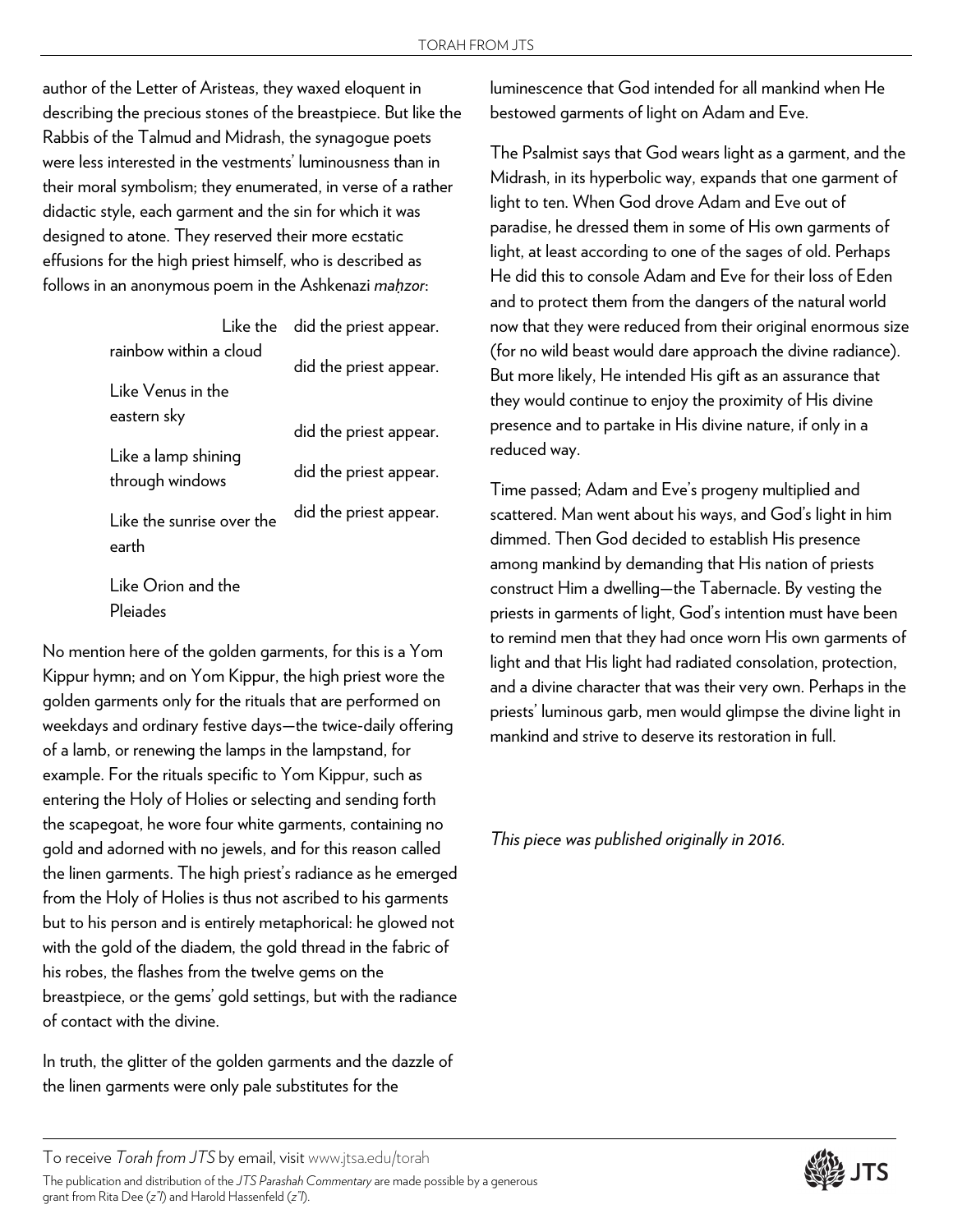author of the Letter of Aristeas, they waxed eloquent in describing the precious stones of the breastpiece. But like the Rabbis of the Talmud and Midrash, the synagogue poets were less interested in the vestments' luminousness than in their moral symbolism; they enumerated, in verse of a rather didactic style, each garment and the sin for which it was designed to atone. They reserved their more ecstatic effusions for the high priest himself, who is described as follows in an anonymous poem in the Ashkenazi *maḥzor*:

Like the rainbow within a cloud did the priest appear.
Like Venus in the eastern sky did the priest appear.
Like a lamp shining through windows did the priest appear.
Like the sunrise over the earth did the priest appear.
Like Orion and the Pleiades did the priest appear.

No mention here of the golden garments, for this is a Yom Kippur hymn; and on Yom Kippur, the high priest wore the golden garments only for the rituals that are performed on weekdays and ordinary festive days—the twice-daily offering of a lamb, or renewing the lamps in the lampstand, for example. For the rituals specific to Yom Kippur, such as entering the Holy of Holies or selecting and sending forth the scapegoat, he wore four white garments, containing no gold and adorned with no jewels, and for this reason called the linen garments. The high priest's radiance as he emerged from the Holy of Holies is thus not ascribed to his garments but to his person and is entirely metaphorical: he glowed not with the gold of the diadem, the gold thread in the fabric of his robes, the flashes from the twelve gems on the breastpiece, or the gems' gold settings, but with the radiance of contact with the divine.

In truth, the glitter of the golden garments and the dazzle of the linen garments were only pale substitutes for the luminescence that God intended for all mankind when He bestowed garments of light on Adam and Eve.

The Psalmist says that God wears light as a garment, and the Midrash, in its hyperbolic way, expands that one garment of light to ten. When God drove Adam and Eve out of paradise, he dressed them in some of His own garments of light, at least according to one of the sages of old. Perhaps He did this to console Adam and Eve for their loss of Eden and to protect them from the dangers of the natural world now that they were reduced from their original enormous size (for no wild beast would dare approach the divine radiance). But more likely, He intended His gift as an assurance that they would continue to enjoy the proximity of His divine presence and to partake in His divine nature, if only in a reduced way.

Time passed; Adam and Eve's progeny multiplied and scattered. Man went about his ways, and God's light in him dimmed. Then God decided to establish His presence among mankind by demanding that His nation of priests construct Him a dwelling—the Tabernacle. By vesting the priests in garments of light, God's intention must have been to remind men that they had once worn His own garments of light and that His light had radiated consolation, protection, and a divine character that was their very own. Perhaps in the priests' luminous garb, men would glimpse the divine light in mankind and strive to deserve its restoration in full.

*This piece was published originally in 2016.*

To receive *Torah from JTS* by email, visit www.jtsa.edu/torah

The publication and distribution of the *JTS Parashah Commentary* are made possible by a generous grant from Rita Dee (*z"l*) and Harold Hassenfeld (*z"l*).